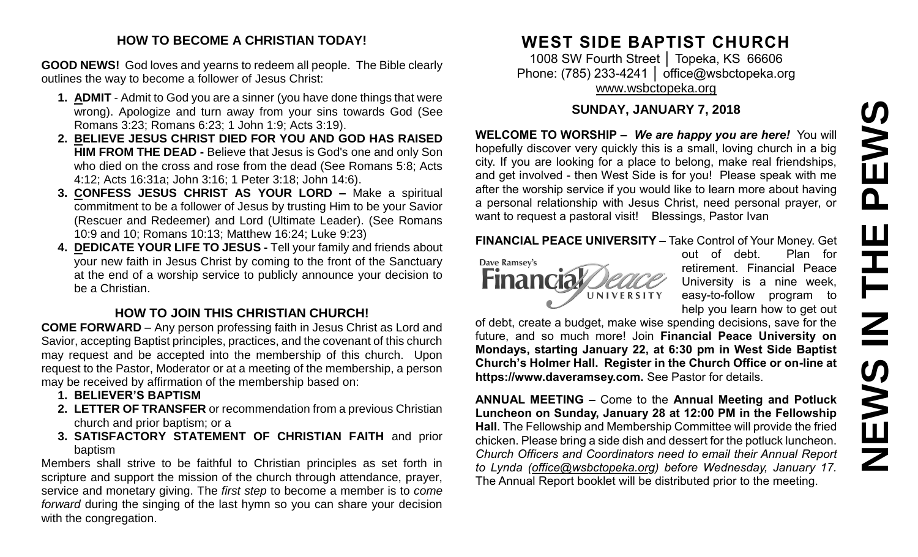## HOW TO BECOME A CHRISTIAN TODAY!

**GOOD NEWS!** God loves and yearns to redeem all people. The Bible clearly outlines the way to become a follower of Jesus Christ:

1. **ADMIT** - Admit to God you are a sinner (you have done things that were wrong). Apologize and turn away from your sins towards God (See Romans 3:23; Romans 6:23; 1 John 1:9; Acts 3:19).
2. **BELIEVE JESUS CHRIST DIED FOR YOU AND GOD HAS RAISED HIM FROM THE DEAD -** Believe that Jesus is God's one and only Son who died on the cross and rose from the dead (See Romans 5:8; Acts 4:12; Acts 16:31a; John 3:16; 1 Peter 3:18; John 14:6).
3. **CONFESS JESUS CHRIST AS YOUR LORD –** Make a spiritual commitment to be a follower of Jesus by trusting Him to be your Savior (Rescuer and Redeemer) and Lord (Ultimate Leader). (See Romans 10:9 and 10; Romans 10:13; Matthew 16:24; Luke 9:23)
4. **DEDICATE YOUR LIFE TO JESUS -** Tell your family and friends about your new faith in Jesus Christ by coming to the front of the Sanctuary at the end of a worship service to publicly announce your decision to be a Christian.

## HOW TO JOIN THIS CHRISTIAN CHURCH!

**COME FORWARD** – Any person professing faith in Jesus Christ as Lord and Savior, accepting Baptist principles, practices, and the covenant of this church may request and be accepted into the membership of this church. Upon request to the Pastor, Moderator or at a meeting of the membership, a person may be received by affirmation of the membership based on:

1. **BELIEVER'S BAPTISM**
2. **LETTER OF TRANSFER** or recommendation from a previous Christian church and prior baptism; or a
3. **SATISFACTORY STATEMENT OF CHRISTIAN FAITH** and prior baptism

Members shall strive to be faithful to Christian principles as set forth in scripture and support the mission of the church through attendance, prayer, service and monetary giving. The *first step* to become a member is to *come forward* during the singing of the last hymn so you can share your decision with the congregation.

# WEST SIDE BAPTIST CHURCH

1008 SW Fourth Street │ Topeka, KS 66606
Phone: (785) 233-4241 │ office@wsbctopeka.org
www.wsbctopeka.org

### SUNDAY, JANUARY 7, 2018

**WELCOME TO WORSHIP –** ***We are happy you are here!*** You will hopefully discover very quickly this is a small, loving church in a big city. If you are looking for a place to belong, make real friendships, and get involved - then West Side is for you! Please speak with me after the worship service if you would like to learn more about having a personal relationship with Jesus Christ, need personal prayer, or want to request a pastoral visit! Blessings, Pastor Ivan

**FINANCIAL PEACE UNIVERSITY –** Take Control of Your Money. Get out of debt. Plan for retirement. Financial Peace University is a nine week, easy-to-follow program to help you learn how to get out of debt, create a budget, make wise spending decisions, save for the future, and so much more! Join **Financial Peace University on Mondays, starting January 22, at 6:30 pm in West Side Baptist Church's Holmer Hall. Register in the Church Office or on-line at https://www.daveramsey.com.** See Pastor for details.

**ANNUAL MEETING –** Come to the **Annual Meeting and Potluck Luncheon on Sunday, January 28 at 12:00 PM in the Fellowship Hall**. The Fellowship and Membership Committee will provide the fried chicken. Please bring a side dish and dessert for the potluck luncheon. *Church Officers and Coordinators need to email their Annual Report to Lynda (office@wsbctopeka.org) before Wednesday, January 17.* The Annual Report booklet will be distributed prior to the meeting.

# NEWS IN THE PEWS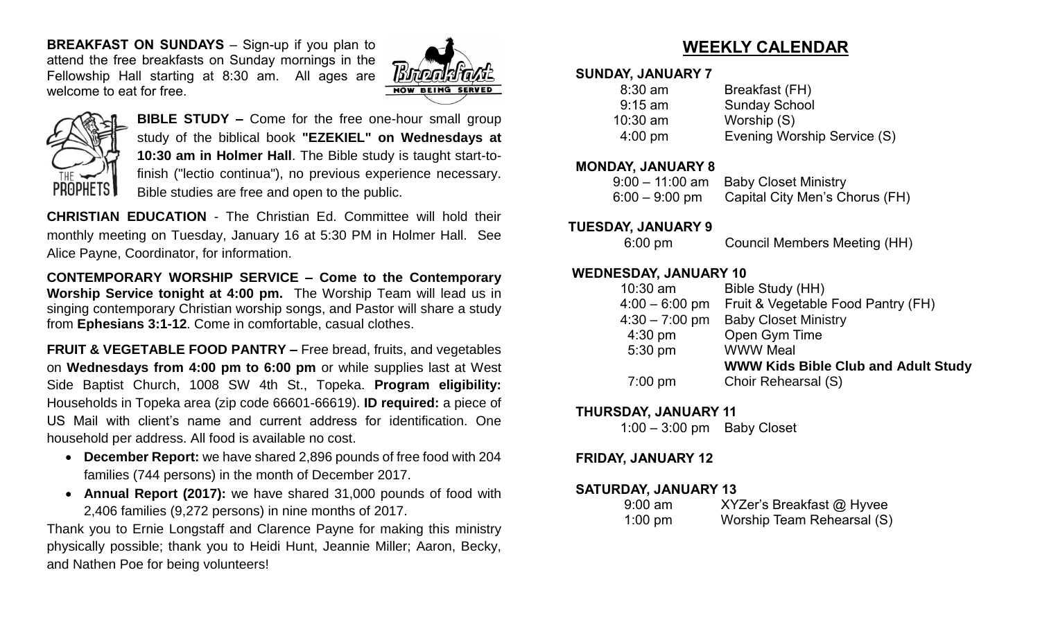**BREAKFAST ON SUNDAYS** – Sign-up if you plan to attend the free breakfasts on Sunday mornings in the Fellowship Hall starting at 8:30 am. All ages are welcome to eat for free.

**BIBLE STUDY –** Come for the free one-hour small group study of the biblical book **"EZEKIEL" on Wednesdays at 10:30 am in Holmer Hall**. The Bible study is taught start-to-finish ("lectio continua"), no previous experience necessary. Bible studies are free and open to the public.

**CHRISTIAN EDUCATION** - The Christian Ed. Committee will hold their monthly meeting on Tuesday, January 16 at 5:30 PM in Holmer Hall. See Alice Payne, Coordinator, for information.

**CONTEMPORARY WORSHIP SERVICE – Come to the Contemporary Worship Service tonight at 4:00 pm.** The Worship Team will lead us in singing contemporary Christian worship songs, and Pastor will share a study from **Ephesians 3:1-12**. Come in comfortable, casual clothes.

**FRUIT & VEGETABLE FOOD PANTRY –** Free bread, fruits, and vegetables on **Wednesdays from 4:00 pm to 6:00 pm** or while supplies last at West Side Baptist Church, 1008 SW 4th St., Topeka. **Program eligibility:** Households in Topeka area (zip code 66601-66619). **ID required:** a piece of US Mail with client's name and current address for identification. One household per address. All food is available no cost.

- **December Report:** we have shared 2,896 pounds of free food with 204 families (744 persons) in the month of December 2017.
- **Annual Report (2017):** we have shared 31,000 pounds of food with 2,406 families (9,272 persons) in nine months of 2017.

Thank you to Ernie Longstaff and Clarence Payne for making this ministry physically possible; thank you to Heidi Hunt, Jeannie Miller; Aaron, Becky, and Nathen Poe for being volunteers!

## WEEKLY CALENDAR

**SUNDAY, JANUARY 7**

| | |
|---|---|
| 8:30 am | Breakfast (FH) |
| 9:15 am | Sunday School |
| 10:30 am | Worship (S) |
| 4:00 pm | Evening Worship Service (S) |

**MONDAY, JANUARY 8**

| | |
|---|---|
| 9:00 – 11:00 am | Baby Closet Ministry |
| 6:00 – 9:00 pm | Capital City Men's Chorus (FH) |

**TUESDAY, JANUARY 9**

| | |
|---|---|
| 6:00 pm | Council Members Meeting (HH) |

**WEDNESDAY, JANUARY 10**

| | |
|---|---|
| 10:30 am | Bible Study (HH) |
| 4:00 – 6:00 pm | Fruit & Vegetable Food Pantry (FH) |
| 4:30 – 7:00 pm | Baby Closet Ministry |
| 4:30 pm | Open Gym Time |
| 5:30 pm | WWW Meal |
| | **WWW Kids Bible Club and Adult Study** |
| 7:00 pm | Choir Rehearsal (S) |

**THURSDAY, JANUARY 11**

| | |
|---|---|
| 1:00 – 3:00 pm | Baby Closet |

**FRIDAY, JANUARY 12**

**SATURDAY, JANUARY 13**

| | |
|---|---|
| 9:00 am | XYZer's Breakfast @ Hyvee |
| 1:00 pm | Worship Team Rehearsal (S) |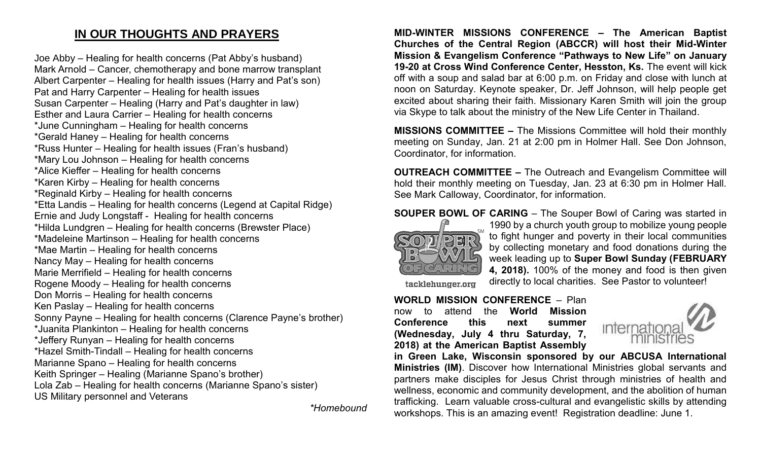## IN OUR THOUGHTS AND PRAYERS

Joe Abby – Healing for health concerns (Pat Abby's husband)
Mark Arnold – Cancer, chemotherapy and bone marrow transplant
Albert Carpenter – Healing for health issues (Harry and Pat's son)
Pat and Harry Carpenter – Healing for health issues
Susan Carpenter – Healing (Harry and Pat's daughter in law)
Esther and Laura Carrier – Healing for health concerns
*June Cunningham – Healing for health concerns
*Gerald Haney – Healing for health concerns
*Russ Hunter – Healing for health issues (Fran's husband)
*Mary Lou Johnson – Healing for health concerns
*Alice Kieffer – Healing for health concerns
*Karen Kirby – Healing for health concerns
*Reginald Kirby – Healing for health concerns
*Etta Landis – Healing for health concerns (Legend at Capital Ridge)
Ernie and Judy Longstaff - Healing for health concerns
*Hilda Lundgren – Healing for health concerns (Brewster Place)
*Madeleine Martinson – Healing for health concerns
*Mae Martin – Healing for health concerns
Nancy May – Healing for health concerns
Marie Merrifield – Healing for health concerns
Rogene Moody – Healing for health concerns
Don Morris – Healing for health concerns
Ken Paslay – Healing for health concerns
Sonny Payne – Healing for health concerns (Clarence Payne's brother)
*Juanita Plankinton – Healing for health concerns
*Jeffery Runyan – Healing for health concerns
*Hazel Smith-Tindall – Healing for health concerns
Marianne Spano – Healing for health concerns
Keith Springer – Healing (Marianne Spano's brother)
Lola Zab – Healing for health concerns (Marianne Spano's sister)
US Military personnel and Veterans

*\*Homebound*

**MID-WINTER MISSIONS CONFERENCE – The American Baptist Churches of the Central Region (ABCCR) will host their Mid-Winter Mission & Evangelism Conference "Pathways to New Life" on January 19-20 at Cross Wind Conference Center, Hesston, Ks.** The event will kick off with a soup and salad bar at 6:00 p.m. on Friday and close with lunch at noon on Saturday. Keynote speaker, Dr. Jeff Johnson, will help people get excited about sharing their faith. Missionary Karen Smith will join the group via Skype to talk about the ministry of the New Life Center in Thailand.

**MISSIONS COMMITTEE –** The Missions Committee will hold their monthly meeting on Sunday, Jan. 21 at 2:00 pm in Holmer Hall. See Don Johnson, Coordinator, for information.

**OUTREACH COMMITTEE –** The Outreach and Evangelism Committee will hold their monthly meeting on Tuesday, Jan. 23 at 6:30 pm in Holmer Hall. See Mark Calloway, Coordinator, for information.

**SOUPER BOWL OF CARING** – The Souper Bowl of Caring was started in 1990 by a church youth group to mobilize young people to fight hunger and poverty in their local communities by collecting monetary and food donations during the week leading up to **Super Bowl Sunday (FEBRUARY 4, 2018).** 100% of the money and food is then given directly to local charities. See Pastor to volunteer!

tacklehunger.org

**WORLD MISSION CONFERENCE** – Plan now to attend the **World Mission Conference this next summer (Wednesday, July 4 thru Saturday, 7, 2018) at the American Baptist Assembly in Green Lake, Wisconsin sponsored by our ABCUSA International Ministries (IM)**. Discover how International Ministries global servants and partners make disciples for Jesus Christ through ministries of health and wellness, economic and community development, and the abolition of human trafficking. Learn valuable cross-cultural and evangelistic skills by attending workshops. This is an amazing event! Registration deadline: June 1.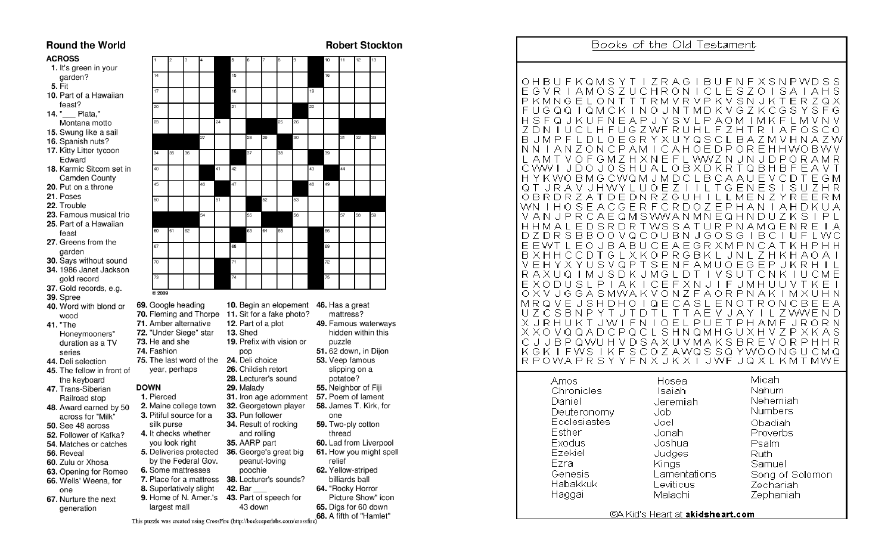## Round the World

**Robert Stockton**

### ACROSS

1. It's green in your garden?
5. Fit
10. Part of a Hawaiian feast?
14. "___ Plata," Montana motto
15. Swung like a sail
16. Spanish nuts?
17. Kitty Litter tycoon Edward
18. Karmic Sitcom set in Camden County
20. Put on a throne
21. Poses
22. Trouble
23. Famous musical trio
25. Part of a Hawaiian feast
27. Greens from the garden
30. Says without sound
34. 1986 Janet Jackson gold record
37. Gold records, e.g.
39. Spree
40. Word with blond or wood
41. "The Honeymooners" duration as a TV series
44. Deli selection
45. The fellow in front of the keyboard
47. Trans-Siberian Railroad stop
48. Award earned by 50 across for "Milk"
50. See 48 across
52. Follower of Kafka?
54. Matches or catches
56. Reveal
60. Zulu or Xhosa
63. Opening for Romeo
66. Wells' Weena, for one
67. Nurture the next generation
69. Google heading
70. Fleming and Thorpe
71. Amber alternative
72. "Under Siege" star
73. He and she
74. Fashion
75. The last word of the year, perhaps

### DOWN

1. Pierced
2. Maine college town
3. Pitiful source for a silk purse
4. It checks whether you look right
5. Deliveries protected by the Federal Gov.
6. Some mattresses
7. Place for a mattress
8. Superlatively slight
9. Home of N. Amer.'s largest mall
10. Begin an elopement
11. Sit for a fake photo?
12. Part of a plot
13. Shed
19. Prefix with vision or pop
24. Deli choice
26. Childish retort
28. Lecturer's sound
29. Malady
31. Iron age adornment
32. Georgetown player
33. Pun follower
34. Result of rocking and rolling
35. AARP part
36. George's great big peanut-loving poochie
38. Lecturer's sounds?
42. Bar ___
43. Part of speech for 43 down
46. Has a great mattress?
49. Famous waterways hidden within this puzzle
51. 62 down, in Dijon
53. Veep famous slipping on a potatoe?
55. Neighbor of Fiji
57. Poem of lament
58. James T. Kirk, for one
59. Two-ply cotton thread
60. Lad from Liverpool
61. How you might spell relief
62. Yellow-striped billiards ball
64. "Rocky Horror Picture Show" icon
65. Digs for 60 down
68. A fifth of "Hamlet"

© 2009

This puzzle was created using CrossFire (http://beekeeperlabs.com/crossfire)

## Books of the Old Testament

```
O H B U F K Q M S Y T I Z R A G I B U F N F X S N P W D S S
E G V R I A M O S Z U C H R O N I C L E S Z O I S A I A H S
P K M N G E L O N T T T R M V R V P K V S N J K T E R Z Q X
F U G Q Q I Q M C K I N O J N T M D K V G Z K C G S Y S F G
H S F Q J K U F N E A P J Y S V L P A O M I M K F L M V N V
Z D N I U C L H F U G Z W F R U H L F Z H T R I A F O S C O
B J M P F L D L O E G R Y X U Y Q S C L B A Z M V H N A Z W
N N I A N Z O N C P A M I C A H O E D P O R E H H W O B W V
L A M T V O F G M Z H X N E F L W W Z N J N J D P O R A M R
C W W I J D O J O S H U A L O B X D K R T Q B H B F E A V T
H Y K W O B M G C W Q M J M D C L B C A A U E V C D T E G M
Q T J R A V J H W Y L U O E Z I I L T G E N E S I S U Z H R
O B R D R Z A T D E D N R Z G U H I L L M E N Z Y R E E R M
W N I H O S E A C G E R F C R D O Z E P H A N I A H D K U A
V A N J P R C A E Q M S W W A N M N E Q H N D U Z K S I P L
H H M A L E D S R D R T W S S A T U R P N A M Q E N R E I A
D Z D R S B B O O V Q C O U B N J G O S G I B C I U F L W C
E E W T L E O J B A B U C E A E G R X M P N C A T K H P H H
B X H H C C D T G L X K O P R G B K L J N L Z H K H A O A I
V E H Y X Y U S V Q P T S E N F A M U O E G E P J K R H I L
R A X U Q I M J S D K J M G L D T I V S U T C N K I U C M E
E X O D U S L P I A K I C E F X N J I F J M H U U V T K E I
O X V J G G A S M W A K V O N Z F A O R P N A K I M X U H N
M R Q V E J S H D H O I Q E C A S L E N O T R O N C B E E A
U Z C S B N P Y T J T D T L T T A E V J A Y I L Z W W E N D
X J R H U K T J W I F N I O E L P U E T P H A M F J R O R N
X X O V Q Q A D C P Q C L S H N Q M H G U X H V Z P X K A S
C J J B P Q W U H V D S A X U V M A K S B R E V O R P H H R
K G K I F W S I K F S C O Z A W Q S S Q Y W O O N G U C M Q
R P O W A P R S Y Y F N X J K X I J W F J Q X L K M T M W E
```

| | | |
|---|---|---|
| Amos | Hosea | Micah |
| Chronicles | Isaiah | Nahum |
| Daniel | Jeremiah | Nehemiah |
| Deuteronomy | Job | Numbers |
| Ecclesiastes | Joel | Obadiah |
| Esther | Jonah | Proverbs |
| Exodus | Joshua | Psalm |
| Ezekiel | Judges | Ruth |
| Ezra | Kings | Samuel |
| Genesis | Lamentations | Song of Solomon |
| Habakkuk | Leviticus | Zechariah |
| Haggai | Malachi | Zephaniah |

©A Kid's Heart at **akidsheart.com**